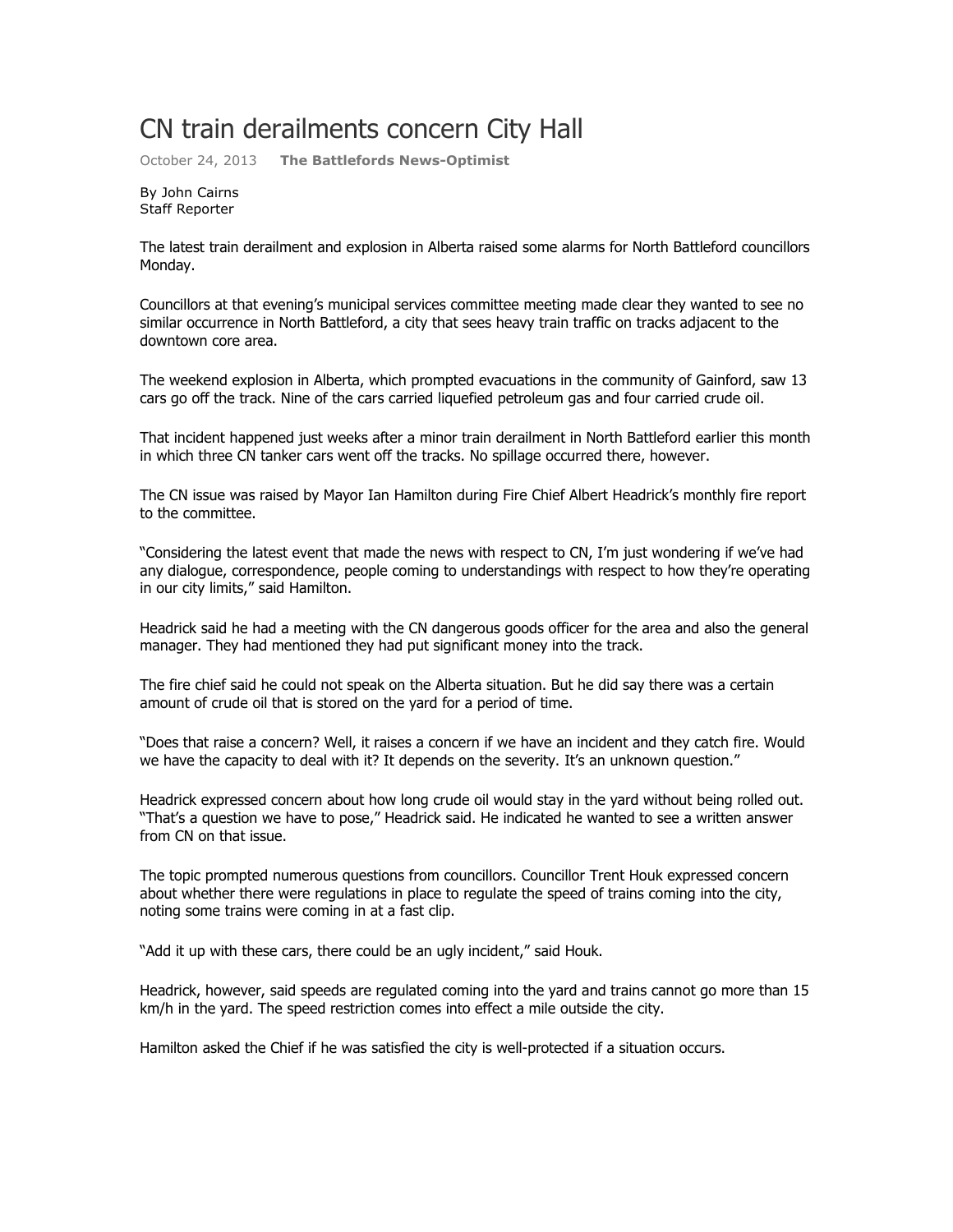# CN train derailments concern City Hall

October 24, 2013 **The Battlefords News-Optimist**

By John Cairns
Staff Reporter

The latest train derailment and explosion in Alberta raised some alarms for North Battleford councillors Monday.

Councillors at that evening's municipal services committee meeting made clear they wanted to see no similar occurrence in North Battleford, a city that sees heavy train traffic on tracks adjacent to the downtown core area.

The weekend explosion in Alberta, which prompted evacuations in the community of Gainford, saw 13 cars go off the track. Nine of the cars carried liquefied petroleum gas and four carried crude oil.

That incident happened just weeks after a minor train derailment in North Battleford earlier this month in which three CN tanker cars went off the tracks. No spillage occurred there, however.

The CN issue was raised by Mayor Ian Hamilton during Fire Chief Albert Headrick's monthly fire report to the committee.

"Considering the latest event that made the news with respect to CN, I'm just wondering if we've had any dialogue, correspondence, people coming to understandings with respect to how they're operating in our city limits," said Hamilton.

Headrick said he had a meeting with the CN dangerous goods officer for the area and also the general manager. They had mentioned they had put significant money into the track.

The fire chief said he could not speak on the Alberta situation. But he did say there was a certain amount of crude oil that is stored on the yard for a period of time.

"Does that raise a concern? Well, it raises a concern if we have an incident and they catch fire. Would we have the capacity to deal with it? It depends on the severity. It's an unknown question."

Headrick expressed concern about how long crude oil would stay in the yard without being rolled out. "That's a question we have to pose," Headrick said. He indicated he wanted to see a written answer from CN on that issue.

The topic prompted numerous questions from councillors. Councillor Trent Houk expressed concern about whether there were regulations in place to regulate the speed of trains coming into the city, noting some trains were coming in at a fast clip.

"Add it up with these cars, there could be an ugly incident," said Houk.

Headrick, however, said speeds are regulated coming into the yard and trains cannot go more than 15 km/h in the yard. The speed restriction comes into effect a mile outside the city.

Hamilton asked the Chief if he was satisfied the city is well-protected if a situation occurs.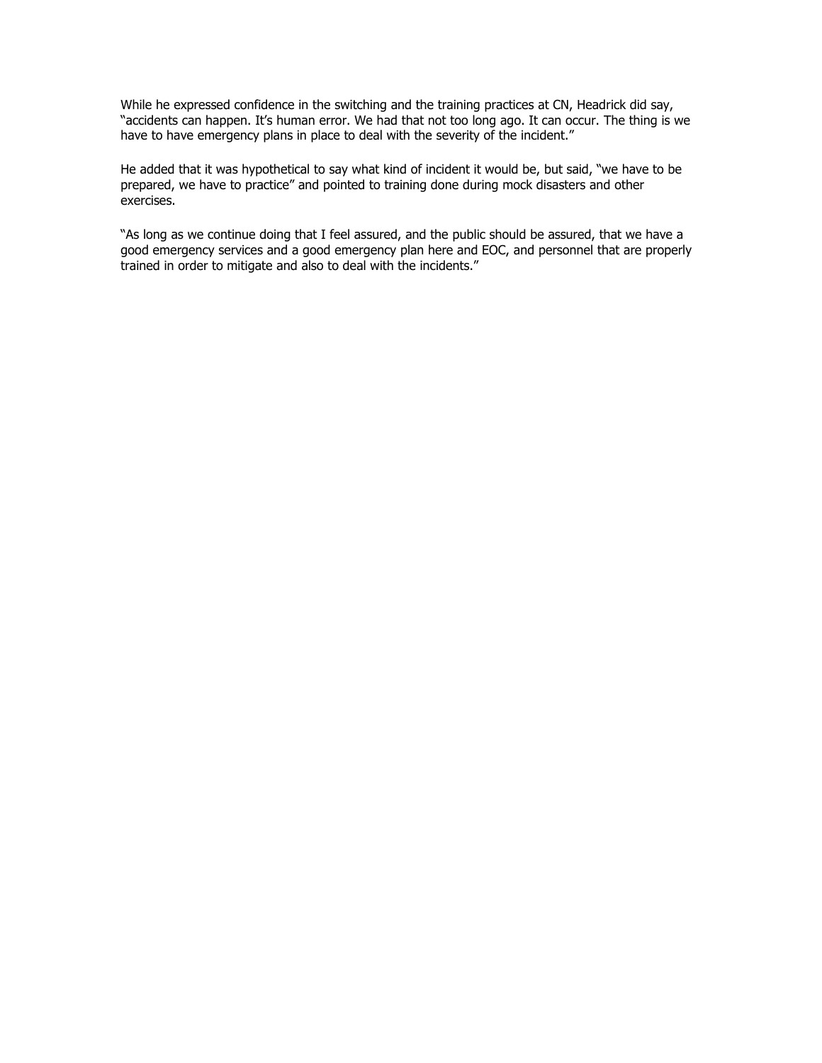While he expressed confidence in the switching and the training practices at CN, Headrick did say, "accidents can happen. It's human error. We had that not too long ago. It can occur. The thing is we have to have emergency plans in place to deal with the severity of the incident."

He added that it was hypothetical to say what kind of incident it would be, but said, "we have to be prepared, we have to practice" and pointed to training done during mock disasters and other exercises.

"As long as we continue doing that I feel assured, and the public should be assured, that we have a good emergency services and a good emergency plan here and EOC, and personnel that are properly trained in order to mitigate and also to deal with the incidents."